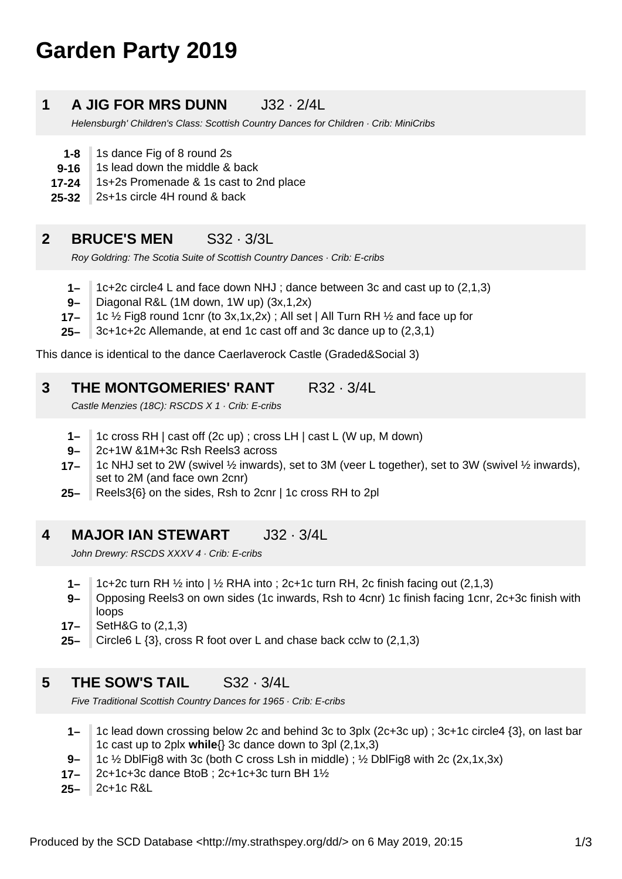# Garden Party 2019

## 1 A JIG FOR MRS DUNN J32 · 2/4L

*Helensburgh' Children's Class: Scottish Country Dances for Children · Crib: MiniCribs*

- **1-8** 1s dance Fig of 8 round 2s
- **9-16** 1s lead down the middle & back
- **17-24** 1s+2s Promenade & 1s cast to 2nd place
- **25-32** 2s+1s circle 4H round & back

## 2 BRUCE'S MEN S32 · 3/3L

*Roy Goldring: The Scotia Suite of Scottish Country Dances · Crib: E-cribs*

- **1–** 1c+2c circle4 L and face down NHJ ; dance between 3c and cast up to (2,1,3)
- **9–** Diagonal R&L (1M down, 1W up) (3x,1,2x)
- **17–** 1c ½ Fig8 round 1cnr (to 3x,1x,2x) ; All set | All Turn RH ½ and face up for
- **25–** 3c+1c+2c Allemande, at end 1c cast off and 3c dance up to (2,3,1)

This dance is identical to the dance Caerlaverock Castle (Graded&Social 3)

## 3 THE MONTGOMERIES' RANT R32 · 3/4L

*Castle Menzies (18C): RSCDS X 1 · Crib: E-cribs*

- **1–** 1c cross RH | cast off (2c up) ; cross LH | cast L (W up, M down)
- **9–** 2c+1W &1M+3c Rsh Reels3 across
- **17–** 1c NHJ set to 2W (swivel ½ inwards), set to 3M (veer L together), set to 3W (swivel ½ inwards), set to 2M (and face own 2cnr)
- **25–** Reels3{6} on the sides, Rsh to 2cnr | 1c cross RH to 2pl

## 4 MAJOR IAN STEWART J32 · 3/4L

*John Drewry: RSCDS XXXV 4 · Crib: E-cribs*

- **1–** 1c+2c turn RH ½ into | ½ RHA into ; 2c+1c turn RH, 2c finish facing out (2,1,3)
- **9–** Opposing Reels3 on own sides (1c inwards, Rsh to 4cnr) 1c finish facing 1cnr, 2c+3c finish with loops
- **17–** SetH&G to (2,1,3)
- **25–** Circle6 L {3}, cross R foot over L and chase back cclw to (2,1,3)

## 5 THE SOW'S TAIL S32 · 3/4L

*Five Traditional Scottish Country Dances for 1965 · Crib: E-cribs*

- **1–** 1c lead down crossing below 2c and behind 3c to 3plx (2c+3c up) ; 3c+1c circle4 {3}, on last bar 1c cast up to 2plx **while**{} 3c dance down to 3pl (2,1x,3)
- **9–** 1c ½ DblFig8 with 3c (both C cross Lsh in middle) ; ½ DblFig8 with 2c (2x,1x,3x)
- **17–** 2c+1c+3c dance BtoB ; 2c+1c+3c turn BH 1½
- **25–** 2c+1c R&L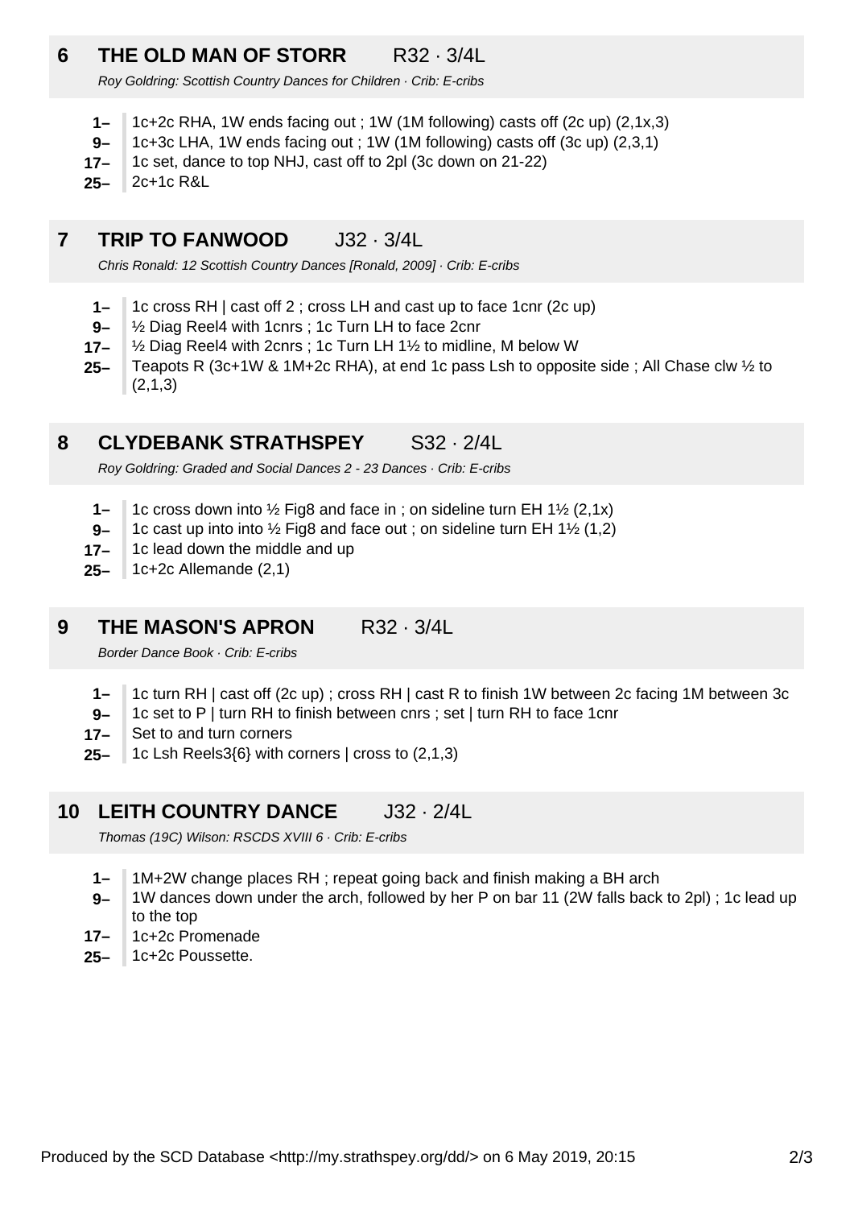## 6 THE OLD MAN OF STORR R32 · 3/4L

*Roy Goldring: Scottish Country Dances for Children · Crib: E-cribs*

- **1–** 1c+2c RHA, 1W ends facing out ; 1W (1M following) casts off (2c up) (2,1x,3)
- **9–** 1c+3c LHA, 1W ends facing out ; 1W (1M following) casts off (3c up) (2,3,1)
- **17–** 1c set, dance to top NHJ, cast off to 2pl (3c down on 21-22)
- **25–** 2c+1c R&L

## 7 TRIP TO FANWOOD J32 · 3/4L

*Chris Ronald: 12 Scottish Country Dances [Ronald, 2009] · Crib: E-cribs*

- **1–** 1c cross RH | cast off 2 ; cross LH and cast up to face 1cnr (2c up)
- **9–** ½ Diag Reel4 with 1cnrs ; 1c Turn LH to face 2cnr
- **17–** ½ Diag Reel4 with 2cnrs ; 1c Turn LH 1½ to midline, M below W
- **25–** Teapots R (3c+1W & 1M+2c RHA), at end 1c pass Lsh to opposite side ; All Chase clw ½ to (2,1,3)

## 8 CLYDEBANK STRATHSPEY S32 · 2/4L

*Roy Goldring: Graded and Social Dances 2 - 23 Dances · Crib: E-cribs*

- **1–** 1c cross down into ½ Fig8 and face in ; on sideline turn EH 1½ (2,1x)
- **9–** 1c cast up into into ½ Fig8 and face out ; on sideline turn EH 1½ (1,2)
- **17–** 1c lead down the middle and up
- **25–** 1c+2c Allemande (2,1)

## 9 THE MASON'S APRON R32 · 3/4L

*Border Dance Book · Crib: E-cribs*

- **1–** 1c turn RH | cast off (2c up) ; cross RH | cast R to finish 1W between 2c facing 1M between 3c
- **9–** 1c set to P | turn RH to finish between cnrs ; set | turn RH to face 1cnr
- **17–** Set to and turn corners
- **25–** 1c Lsh Reels3{6} with corners | cross to (2,1,3)

## 10 LEITH COUNTRY DANCE J32 · 2/4L

*Thomas (19C) Wilson: RSCDS XVIII 6 · Crib: E-cribs*

- **1–** 1M+2W change places RH ; repeat going back and finish making a BH arch
- **9–** 1W dances down under the arch, followed by her P on bar 11 (2W falls back to 2pl) ; 1c lead up to the top
- **17–** 1c+2c Promenade
- **25–** 1c+2c Poussette.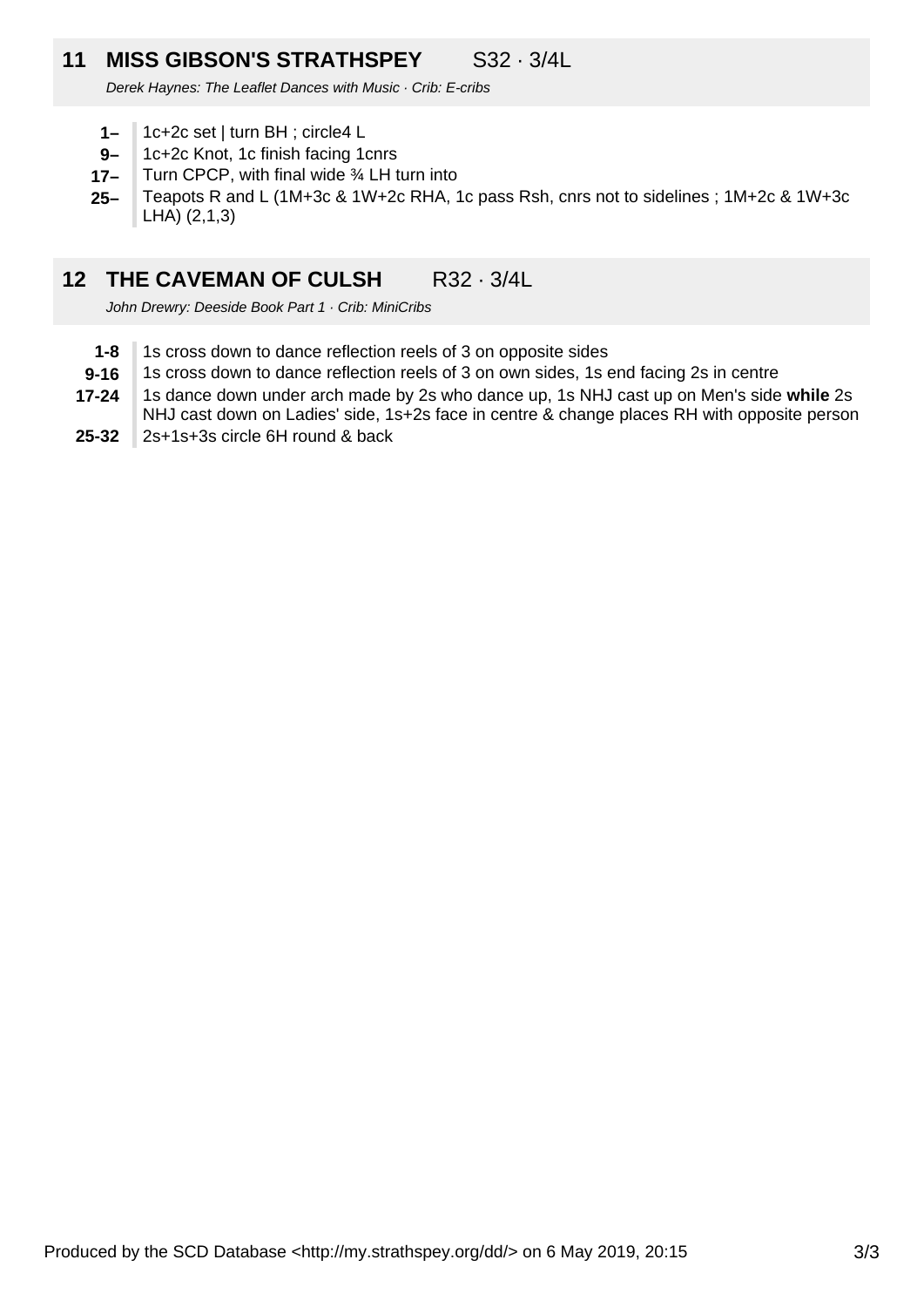## 11 MISS GIBSON'S STRATHSPEY S32 · 3/4L

*Derek Haynes: The Leaflet Dances with Music · Crib: E-cribs*

| | |
|---|---|
| **1–** | 1c+2c set \| turn BH ; circle4 L |
| **9–** | 1c+2c Knot, 1c finish facing 1cnrs |
| **17–** | Turn CPCP, with final wide ¾ LH turn into |
| **25–** | Teapots R and L (1M+3c & 1W+2c RHA, 1c pass Rsh, cnrs not to sidelines ; 1M+2c & 1W+3c LHA) (2,1,3) |

## 12 THE CAVEMAN OF CULSH R32 · 3/4L

*John Drewry: Deeside Book Part 1 · Crib: MiniCribs*

| | |
|---|---|
| **1-8** | 1s cross down to dance reflection reels of 3 on opposite sides |
| **9-16** | 1s cross down to dance reflection reels of 3 on own sides, 1s end facing 2s in centre |
| **17-24** | 1s dance down under arch made by 2s who dance up, 1s NHJ cast up on Men's side **while** 2s NHJ cast down on Ladies' side, 1s+2s face in centre & change places RH with opposite person |
| **25-32** | 2s+1s+3s circle 6H round & back |

Produced by the SCD Database <http://my.strathspey.org/dd/> on 6 May 2019, 20:15